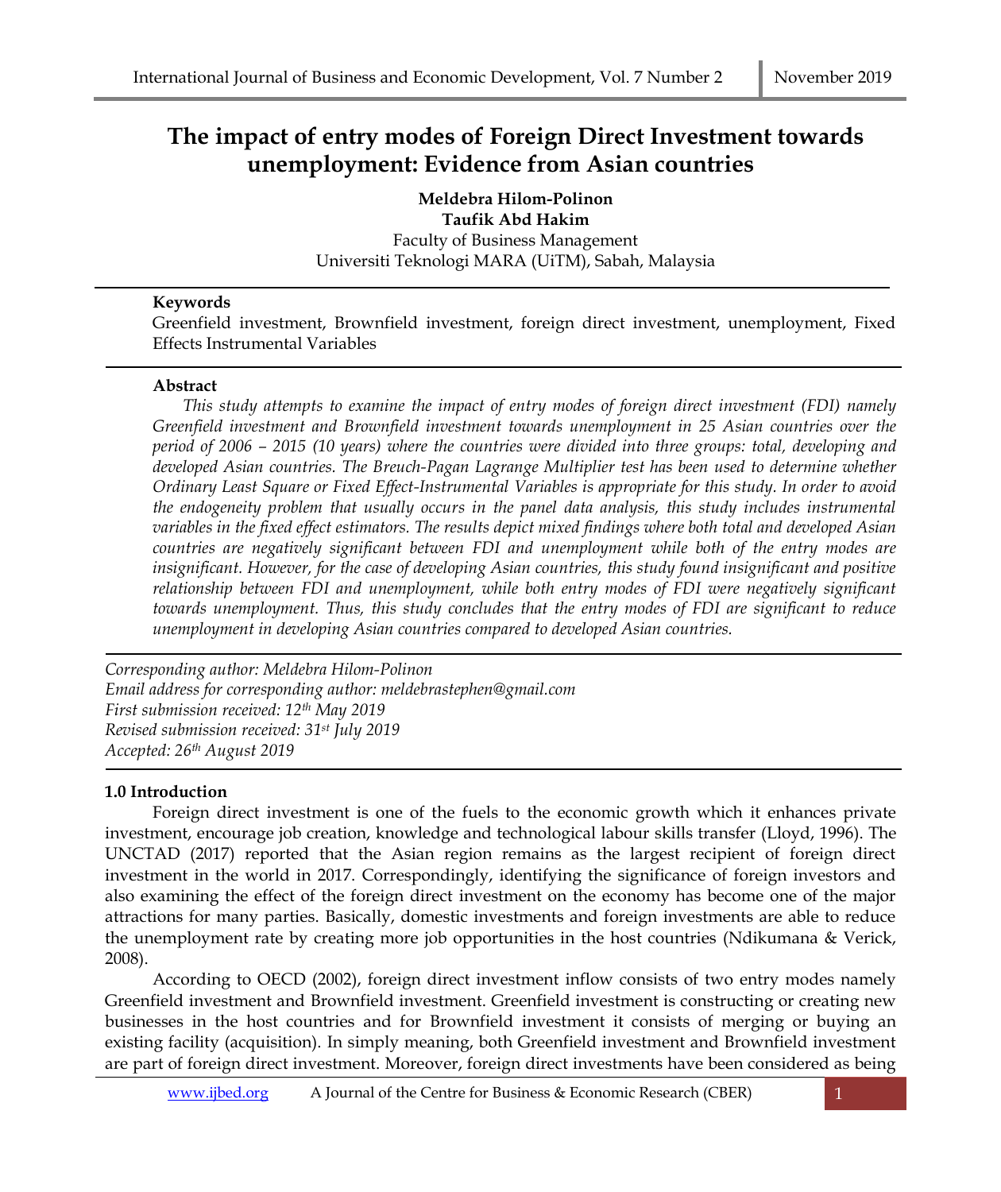# The impact of entry modes of Foreign Direct Investment towards unemployment: Evidence from Asian countries

**Meldebra Hilom-Polinon**
**Taufik Abd Hakim**
Faculty of Business Management
Universiti Teknologi MARA (UiTM), Sabah, Malaysia

**Keywords**

Greenfield investment, Brownfield investment, foreign direct investment, unemployment, Fixed Effects Instrumental Variables

**Abstract**

*This study attempts to examine the impact of entry modes of foreign direct investment (FDI) namely Greenfield investment and Brownfield investment towards unemployment in 25 Asian countries over the period of 2006 – 2015 (10 years) where the countries were divided into three groups: total, developing and developed Asian countries. The Breuch-Pagan Lagrange Multiplier test has been used to determine whether Ordinary Least Square or Fixed Effect-Instrumental Variables is appropriate for this study. In order to avoid the endogeneity problem that usually occurs in the panel data analysis, this study includes instrumental variables in the fixed effect estimators. The results depict mixed findings where both total and developed Asian countries are negatively significant between FDI and unemployment while both of the entry modes are insignificant. However, for the case of developing Asian countries, this study found insignificant and positive relationship between FDI and unemployment, while both entry modes of FDI were negatively significant towards unemployment. Thus, this study concludes that the entry modes of FDI are significant to reduce unemployment in developing Asian countries compared to developed Asian countries.*

*Corresponding author: Meldebra Hilom-Polinon*
*Email address for corresponding author: meldebrastephen@gmail.com*
*First submission received: 12th May 2019*
*Revised submission received: 31st July 2019*
*Accepted: 26th August 2019*

## 1.0 Introduction

Foreign direct investment is one of the fuels to the economic growth which it enhances private investment, encourage job creation, knowledge and technological labour skills transfer (Lloyd, 1996). The UNCTAD (2017) reported that the Asian region remains as the largest recipient of foreign direct investment in the world in 2017. Correspondingly, identifying the significance of foreign investors and also examining the effect of the foreign direct investment on the economy has become one of the major attractions for many parties. Basically, domestic investments and foreign investments are able to reduce the unemployment rate by creating more job opportunities in the host countries (Ndikumana & Verick, 2008).

According to OECD (2002), foreign direct investment inflow consists of two entry modes namely Greenfield investment and Brownfield investment. Greenfield investment is constructing or creating new businesses in the host countries and for Brownfield investment it consists of merging or buying an existing facility (acquisition). In simply meaning, both Greenfield investment and Brownfield investment are part of foreign direct investment. Moreover, foreign direct investments have been considered as being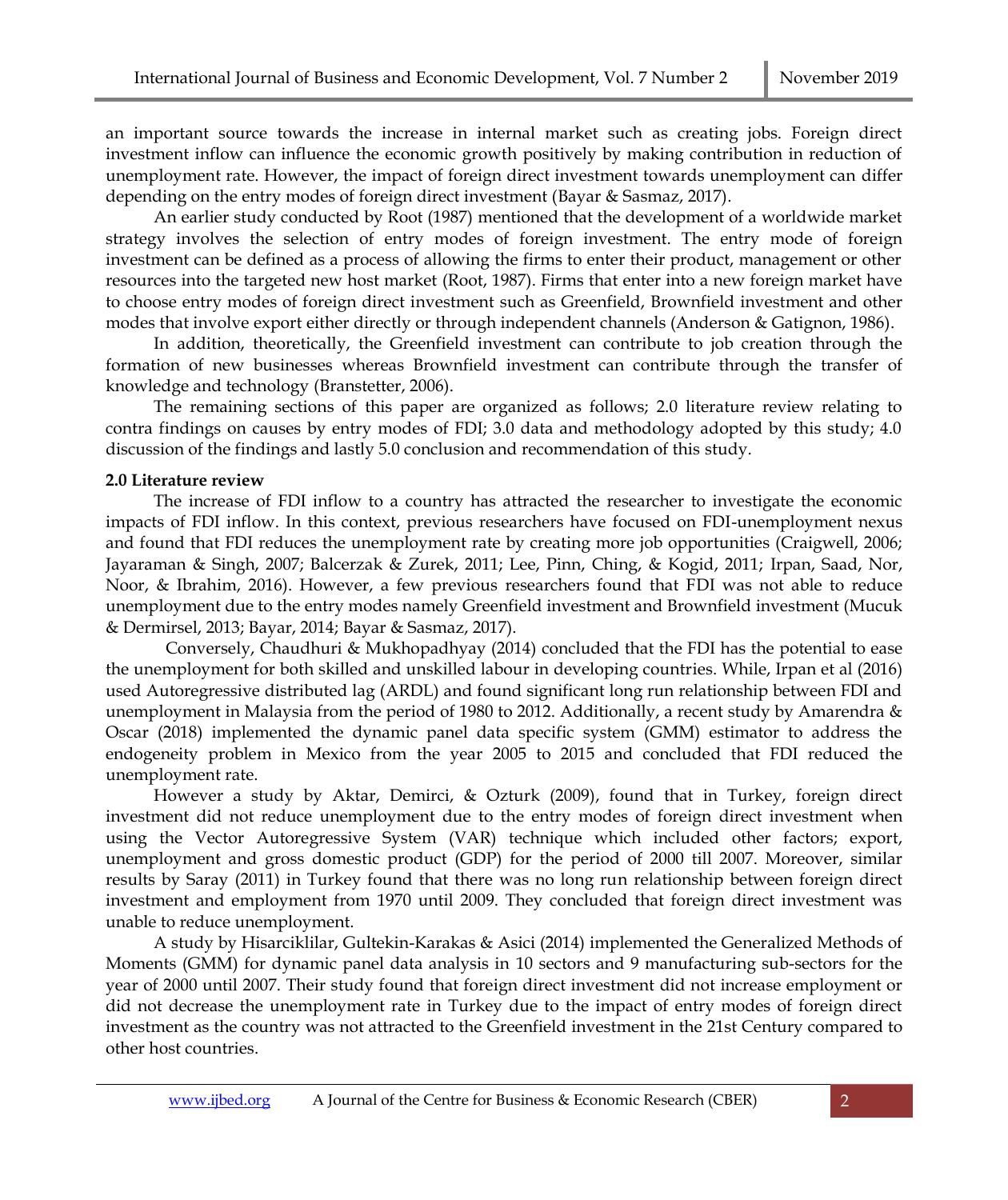an important source towards the increase in internal market such as creating jobs. Foreign direct investment inflow can influence the economic growth positively by making contribution in reduction of unemployment rate. However, the impact of foreign direct investment towards unemployment can differ depending on the entry modes of foreign direct investment (Bayar & Sasmaz, 2017).

An earlier study conducted by Root (1987) mentioned that the development of a worldwide market strategy involves the selection of entry modes of foreign investment. The entry mode of foreign investment can be defined as a process of allowing the firms to enter their product, management or other resources into the targeted new host market (Root, 1987). Firms that enter into a new foreign market have to choose entry modes of foreign direct investment such as Greenfield, Brownfield investment and other modes that involve export either directly or through independent channels (Anderson & Gatignon, 1986).

In addition, theoretically, the Greenfield investment can contribute to job creation through the formation of new businesses whereas Brownfield investment can contribute through the transfer of knowledge and technology (Branstetter, 2006).

The remaining sections of this paper are organized as follows; 2.0 literature review relating to contra findings on causes by entry modes of FDI; 3.0 data and methodology adopted by this study; 4.0 discussion of the findings and lastly 5.0 conclusion and recommendation of this study.

## 2.0 Literature review

The increase of FDI inflow to a country has attracted the researcher to investigate the economic impacts of FDI inflow. In this context, previous researchers have focused on FDI-unemployment nexus and found that FDI reduces the unemployment rate by creating more job opportunities (Craigwell, 2006; Jayaraman & Singh, 2007; Balcerzak & Zurek, 2011; Lee, Pinn, Ching, & Kogid, 2011; Irpan, Saad, Nor, Noor, & Ibrahim, 2016). However, a few previous researchers found that FDI was not able to reduce unemployment due to the entry modes namely Greenfield investment and Brownfield investment (Mucuk & Dermirsel, 2013; Bayar, 2014; Bayar & Sasmaz, 2017).

Conversely, Chaudhuri & Mukhopadhyay (2014) concluded that the FDI has the potential to ease the unemployment for both skilled and unskilled labour in developing countries. While, Irpan et al (2016) used Autoregressive distributed lag (ARDL) and found significant long run relationship between FDI and unemployment in Malaysia from the period of 1980 to 2012. Additionally, a recent study by Amarendra & Oscar (2018) implemented the dynamic panel data specific system (GMM) estimator to address the endogeneity problem in Mexico from the year 2005 to 2015 and concluded that FDI reduced the unemployment rate.

However a study by Aktar, Demirci, & Ozturk (2009), found that in Turkey, foreign direct investment did not reduce unemployment due to the entry modes of foreign direct investment when using the Vector Autoregressive System (VAR) technique which included other factors; export, unemployment and gross domestic product (GDP) for the period of 2000 till 2007. Moreover, similar results by Saray (2011) in Turkey found that there was no long run relationship between foreign direct investment and employment from 1970 until 2009. They concluded that foreign direct investment was unable to reduce unemployment.

A study by Hisarciklilar, Gultekin-Karakas & Asici (2014) implemented the Generalized Methods of Moments (GMM) for dynamic panel data analysis in 10 sectors and 9 manufacturing sub-sectors for the year of 2000 until 2007. Their study found that foreign direct investment did not increase employment or did not decrease the unemployment rate in Turkey due to the impact of entry modes of foreign direct investment as the country was not attracted to the Greenfield investment in the 21st Century compared to other host countries.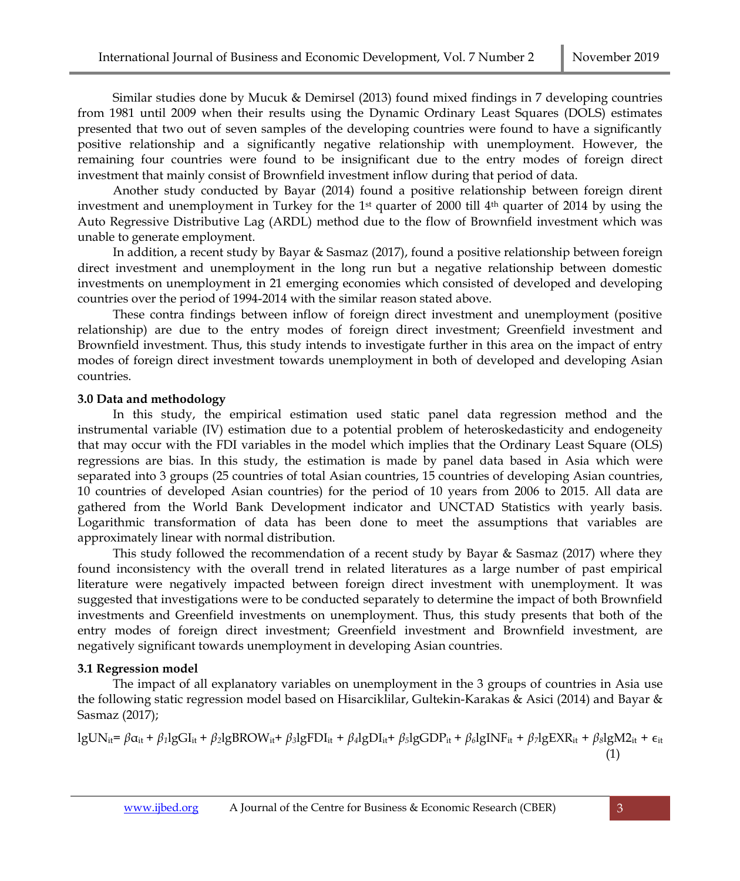Similar studies done by Mucuk & Demirsel (2013) found mixed findings in 7 developing countries from 1981 until 2009 when their results using the Dynamic Ordinary Least Squares (DOLS) estimates presented that two out of seven samples of the developing countries were found to have a significantly positive relationship and a significantly negative relationship with unemployment. However, the remaining four countries were found to be insignificant due to the entry modes of foreign direct investment that mainly consist of Brownfield investment inflow during that period of data.

Another study conducted by Bayar (2014) found a positive relationship between foreign dirent investment and unemployment in Turkey for the 1st quarter of 2000 till 4th quarter of 2014 by using the Auto Regressive Distributive Lag (ARDL) method due to the flow of Brownfield investment which was unable to generate employment.

In addition, a recent study by Bayar & Sasmaz (2017), found a positive relationship between foreign direct investment and unemployment in the long run but a negative relationship between domestic investments on unemployment in 21 emerging economies which consisted of developed and developing countries over the period of 1994-2014 with the similar reason stated above.

These contra findings between inflow of foreign direct investment and unemployment (positive relationship) are due to the entry modes of foreign direct investment; Greenfield investment and Brownfield investment. Thus, this study intends to investigate further in this area on the impact of entry modes of foreign direct investment towards unemployment in both of developed and developing Asian countries.

### 3.0 Data and methodology

In this study, the empirical estimation used static panel data regression method and the instrumental variable (IV) estimation due to a potential problem of heteroskedasticity and endogeneity that may occur with the FDI variables in the model which implies that the Ordinary Least Square (OLS) regressions are bias. In this study, the estimation is made by panel data based in Asia which were separated into 3 groups (25 countries of total Asian countries, 15 countries of developing Asian countries, 10 countries of developed Asian countries) for the period of 10 years from 2006 to 2015. All data are gathered from the World Bank Development indicator and UNCTAD Statistics with yearly basis. Logarithmic transformation of data has been done to meet the assumptions that variables are approximately linear with normal distribution.

This study followed the recommendation of a recent study by Bayar & Sasmaz (2017) where they found inconsistency with the overall trend in related literatures as a large number of past empirical literature were negatively impacted between foreign direct investment with unemployment. It was suggested that investigations were to be conducted separately to determine the impact of both Brownfield investments and Greenfield investments on unemployment. Thus, this study presents that both of the entry modes of foreign direct investment; Greenfield investment and Brownfield investment, are negatively significant towards unemployment in developing Asian countries.

### 3.1 Regression model

The impact of all explanatory variables on unemployment in the 3 groups of countries in Asia use the following static regression model based on Hisarciklilar, Gultekin-Karakas & Asici (2014) and Bayar & Sasmaz (2017);

$$lgUN_{it} = \beta\alpha_{it} + \beta_1 lgGI_{it} + \beta_2 lgBROW_{it} + \beta_3 lgFDI_{it} + \beta_4 lgDI_{it} + \beta_5 lgGDP_{it} + \beta_6 lgINF_{it} + \beta_7 lgEXR_{it} + \beta_8 lgM2_{it} + \epsilon_{it} \quad (1)$$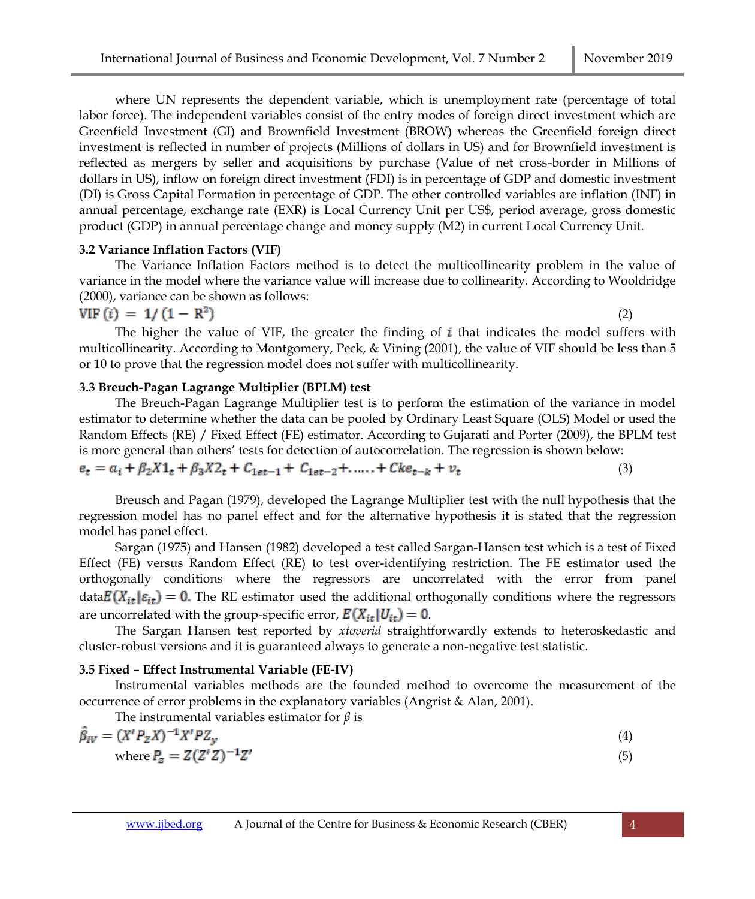where UN represents the dependent variable, which is unemployment rate (percentage of total labor force). The independent variables consist of the entry modes of foreign direct investment which are Greenfield Investment (GI) and Brownfield Investment (BROW) whereas the Greenfield foreign direct investment is reflected in number of projects (Millions of dollars in US) and for Brownfield investment is reflected as mergers by seller and acquisitions by purchase (Value of net cross-border in Millions of dollars in US), inflow on foreign direct investment (FDI) is in percentage of GDP and domestic investment (DI) is Gross Capital Formation in percentage of GDP. The other controlled variables are inflation (INF) in annual percentage, exchange rate (EXR) is Local Currency Unit per US$, period average, gross domestic product (GDP) in annual percentage change and money supply (M2) in current Local Currency Unit.

### 3.2 Variance Inflation Factors (VIF)

The Variance Inflation Factors method is to detect the multicollinearity problem in the value of variance in the model where the variance value will increase due to collinearity. According to Wooldridge (2000), variance can be shown as follows:

$$\text{VIF}\,(i) = 1/\,(1 - \text{R}^2) \tag{2}$$

The higher the value of VIF, the greater the finding of $i$ that indicates the model suffers with multicollinearity. According to Montgomery, Peck, & Vining (2001), the value of VIF should be less than 5 or 10 to prove that the regression model does not suffer with multicollinearity.

### 3.3 Breuch-Pagan Lagrange Multiplier (BPLM) test

The Breuch-Pagan Lagrange Multiplier test is to perform the estimation of the variance in model estimator to determine whether the data can be pooled by Ordinary Least Square (OLS) Model or used the Random Effects (RE) / Fixed Effect (FE) estimator. According to Gujarati and Porter (2009), the BPLM test is more general than others' tests for detection of autocorrelation. The regression is shown below:

$$e_t = a_i + \beta_2 X1_t + \beta_3 X2_t + C_{1et-1} + C_{1et-2} + \ldots\ldots + Cke_{t-k} + v_t \tag{3}$$

Breusch and Pagan (1979), developed the Lagrange Multiplier test with the null hypothesis that the regression model has no panel effect and for the alternative hypothesis it is stated that the regression model has panel effect.

Sargan (1975) and Hansen (1982) developed a test called Sargan-Hansen test which is a test of Fixed Effect (FE) versus Random Effect (RE) to test over-identifying restriction. The FE estimator used the orthogonally conditions where the regressors are uncorrelated with the error from panel data$E(X_{it}|\varepsilon_{it}) = 0.$ The RE estimator used the additional orthogonally conditions where the regressors are uncorrelated with the group-specific error, $E(X_{it}|U_{it}) = 0$.

The Sargan Hansen test reported by *xtoverid* straightforwardly extends to heteroskedastic and cluster-robust versions and it is guaranteed always to generate a non-negative test statistic.

### 3.5 Fixed – Effect Instrumental Variable (FE-IV)

Instrumental variables methods are the founded method to overcome the measurement of the occurrence of error problems in the explanatory variables (Angrist & Alan, 2001).

The instrumental variables estimator for $\beta$ is

$$\hat{\beta}_{IV} = (X' P_Z X)^{-1} X' P Z_y \tag{4}$$

where $P_z = Z(Z'Z)^{-1}Z'$ (5)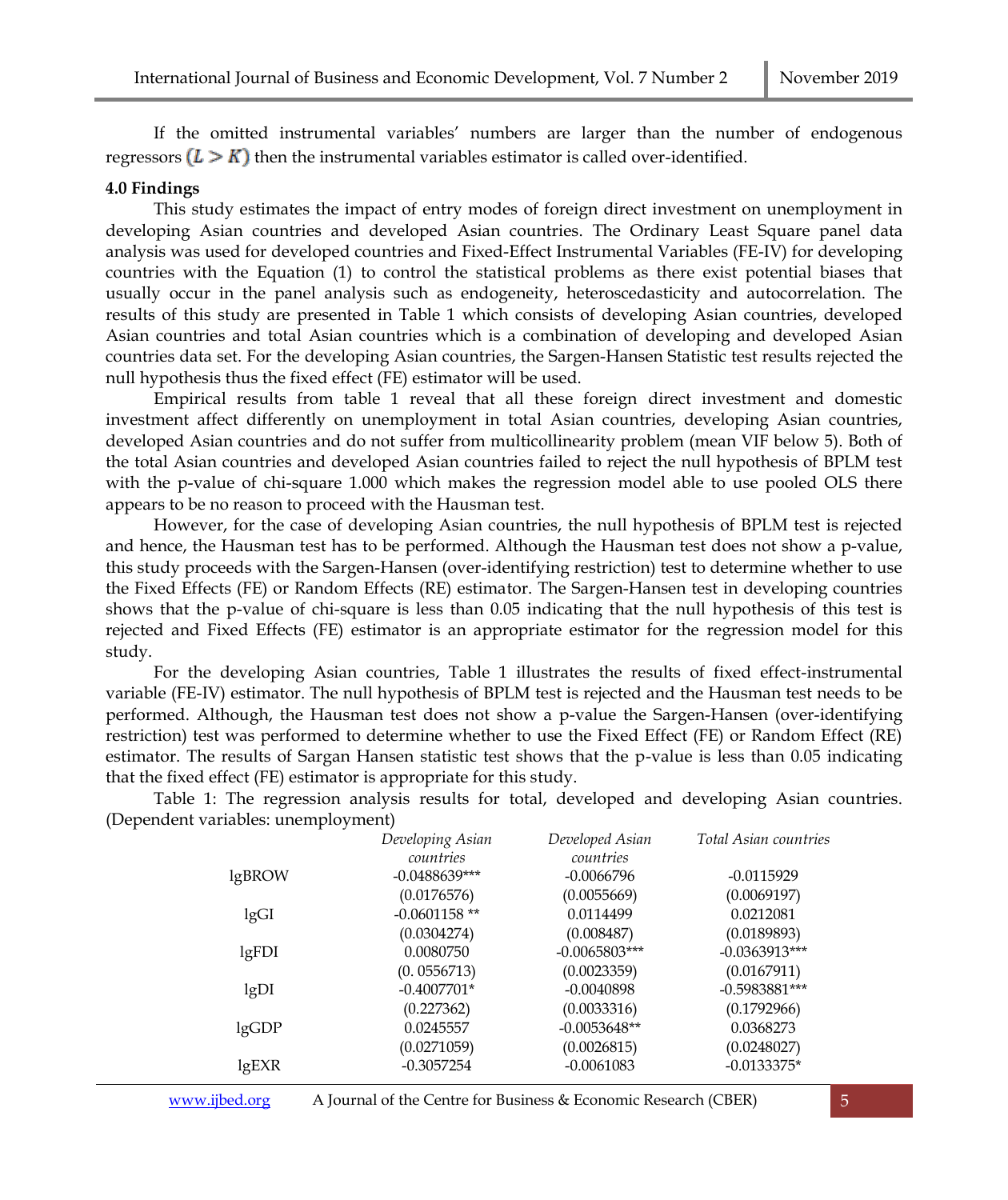If the omitted instrumental variables' numbers are larger than the number of endogenous regressors $(L > K)$ then the instrumental variables estimator is called over-identified.

**4.0 Findings**

This study estimates the impact of entry modes of foreign direct investment on unemployment in developing Asian countries and developed Asian countries. The Ordinary Least Square panel data analysis was used for developed countries and Fixed-Effect Instrumental Variables (FE-IV) for developing countries with the Equation (1) to control the statistical problems as there exist potential biases that usually occur in the panel analysis such as endogeneity, heteroscedasticity and autocorrelation. The results of this study are presented in Table 1 which consists of developing Asian countries, developed Asian countries and total Asian countries which is a combination of developing and developed Asian countries data set. For the developing Asian countries, the Sargen-Hansen Statistic test results rejected the null hypothesis thus the fixed effect (FE) estimator will be used.

Empirical results from table 1 reveal that all these foreign direct investment and domestic investment affect differently on unemployment in total Asian countries, developing Asian countries, developed Asian countries and do not suffer from multicollinearity problem (mean VIF below 5). Both of the total Asian countries and developed Asian countries failed to reject the null hypothesis of BPLM test with the p-value of chi-square 1.000 which makes the regression model able to use pooled OLS there appears to be no reason to proceed with the Hausman test.

However, for the case of developing Asian countries, the null hypothesis of BPLM test is rejected and hence, the Hausman test has to be performed. Although the Hausman test does not show a p-value, this study proceeds with the Sargen-Hansen (over-identifying restriction) test to determine whether to use the Fixed Effects (FE) or Random Effects (RE) estimator. The Sargen-Hansen test in developing countries shows that the p-value of chi-square is less than 0.05 indicating that the null hypothesis of this test is rejected and Fixed Effects (FE) estimator is an appropriate estimator for the regression model for this study.

For the developing Asian countries, Table 1 illustrates the results of fixed effect-instrumental variable (FE-IV) estimator. The null hypothesis of BPLM test is rejected and the Hausman test needs to be performed. Although, the Hausman test does not show a p-value the Sargen-Hansen (over-identifying restriction) test was performed to determine whether to use the Fixed Effect (FE) or Random Effect (RE) estimator. The results of Sargan Hansen statistic test shows that the p-value is less than 0.05 indicating that the fixed effect (FE) estimator is appropriate for this study.

Table 1: The regression analysis results for total, developed and developing Asian countries. (Dependent variables: unemployment)

| | *Developing Asian countries* | *Developed Asian countries* | *Total Asian countries* |
|---|---|---|---|
| lgBROW | -0.0488639*** | -0.0066796 | -0.0115929 |
| | (0.0176576) | (0.0055669) | (0.0069197) |
| lgGI | -0.0601158 ** | 0.0114499 | 0.0212081 |
| | (0.0304274) | (0.008487) | (0.0189893) |
| lgFDI | 0.0080750 | -0.0065803*** | -0.0363913*** |
| | (0. 0556713) | (0.0023359) | (0.0167911) |
| lgDI | -0.4007701* | -0.0040898 | -0.5983881*** |
| | (0.227362) | (0.0033316) | (0.1792966) |
| lgGDP | 0.0245557 | -0.0053648** | 0.0368273 |
| | (0.0271059) | (0.0026815) | (0.0248027) |
| lgEXR | -0.3057254 | -0.0061083 | -0.0133375* |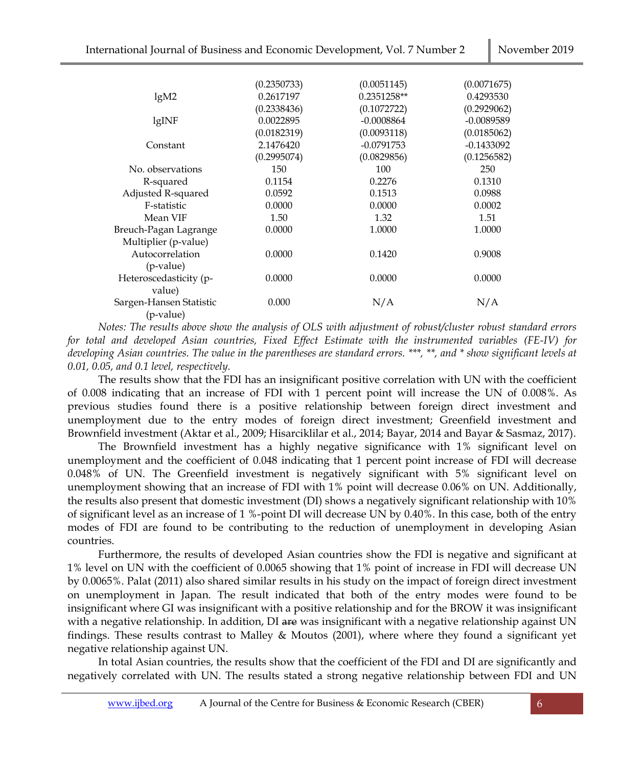| | | | |
|---|---|---|---|
| | (0.2350733) | (0.0051145) | (0.0071675) |
| lgM2 | 0.2617197 | 0.2351258** | 0.4293530 |
| | (0.2338436) | (0.1072722) | (0.2929062) |
| lgINF | 0.0022895 | -0.0008864 | -0.0089589 |
| | (0.0182319) | (0.0093118) | (0.0185062) |
| Constant | 2.1476420 | -0.0791753 | -0.1433092 |
| | (0.2995074) | (0.0829856) | (0.1256582) |
| No. observations | 150 | 100 | 250 |
| R-squared | 0.1154 | 0.2276 | 0.1310 |
| Adjusted R-squared | 0.0592 | 0.1513 | 0.0988 |
| F-statistic | 0.0000 | 0.0000 | 0.0002 |
| Mean VIF | 1.50 | 1.32 | 1.51 |
| Breuch-Pagan Lagrange Multiplier (p-value) | 0.0000 | 1.0000 | 1.0000 |
| Autocorrelation (p-value) | 0.0000 | 0.1420 | 0.9008 |
| Heteroscedasticity (p-value) | 0.0000 | 0.0000 | 0.0000 |
| Sargen-Hansen Statistic (p-value) | 0.000 | N/A | N/A |

*Notes: The results above show the analysis of OLS with adjustment of robust/cluster robust standard errors for total and developed Asian countries, Fixed Effect Estimate with the instrumented variables (FE-IV) for developing Asian countries. The value in the parentheses are standard errors. \*\*\*, \*\*, and \* show significant levels at 0.01, 0.05, and 0.1 level, respectively.*

The results show that the FDI has an insignificant positive correlation with UN with the coefficient of 0.008 indicating that an increase of FDI with 1 percent point will increase the UN of 0.008%. As previous studies found there is a positive relationship between foreign direct investment and unemployment due to the entry modes of foreign direct investment; Greenfield investment and Brownfield investment (Aktar et al., 2009; Hisarciklilar et al., 2014; Bayar, 2014 and Bayar & Sasmaz, 2017).

The Brownfield investment has a highly negative significance with 1% significant level on unemployment and the coefficient of 0.048 indicating that 1 percent point increase of FDI will decrease 0.048% of UN. The Greenfield investment is negatively significant with 5% significant level on unemployment showing that an increase of FDI with 1% point will decrease 0.06% on UN. Additionally, the results also present that domestic investment (DI) shows a negatively significant relationship with 10% of significant level as an increase of 1 %-point DI will decrease UN by 0.40%. In this case, both of the entry modes of FDI are found to be contributing to the reduction of unemployment in developing Asian countries.

Furthermore, the results of developed Asian countries show the FDI is negative and significant at 1% level on UN with the coefficient of 0.0065 showing that 1% point of increase in FDI will decrease UN by 0.0065%. Palat (2011) also shared similar results in his study on the impact of foreign direct investment on unemployment in Japan. The result indicated that both of the entry modes were found to be insignificant where GI was insignificant with a positive relationship and for the BROW it was insignificant with a negative relationship. In addition, DI ~~are~~ was insignificant with a negative relationship against UN findings. These results contrast to Malley & Moutos (2001), where where they found a significant yet negative relationship against UN.

In total Asian countries, the results show that the coefficient of the FDI and DI are significantly and negatively correlated with UN. The results stated a strong negative relationship between FDI and UN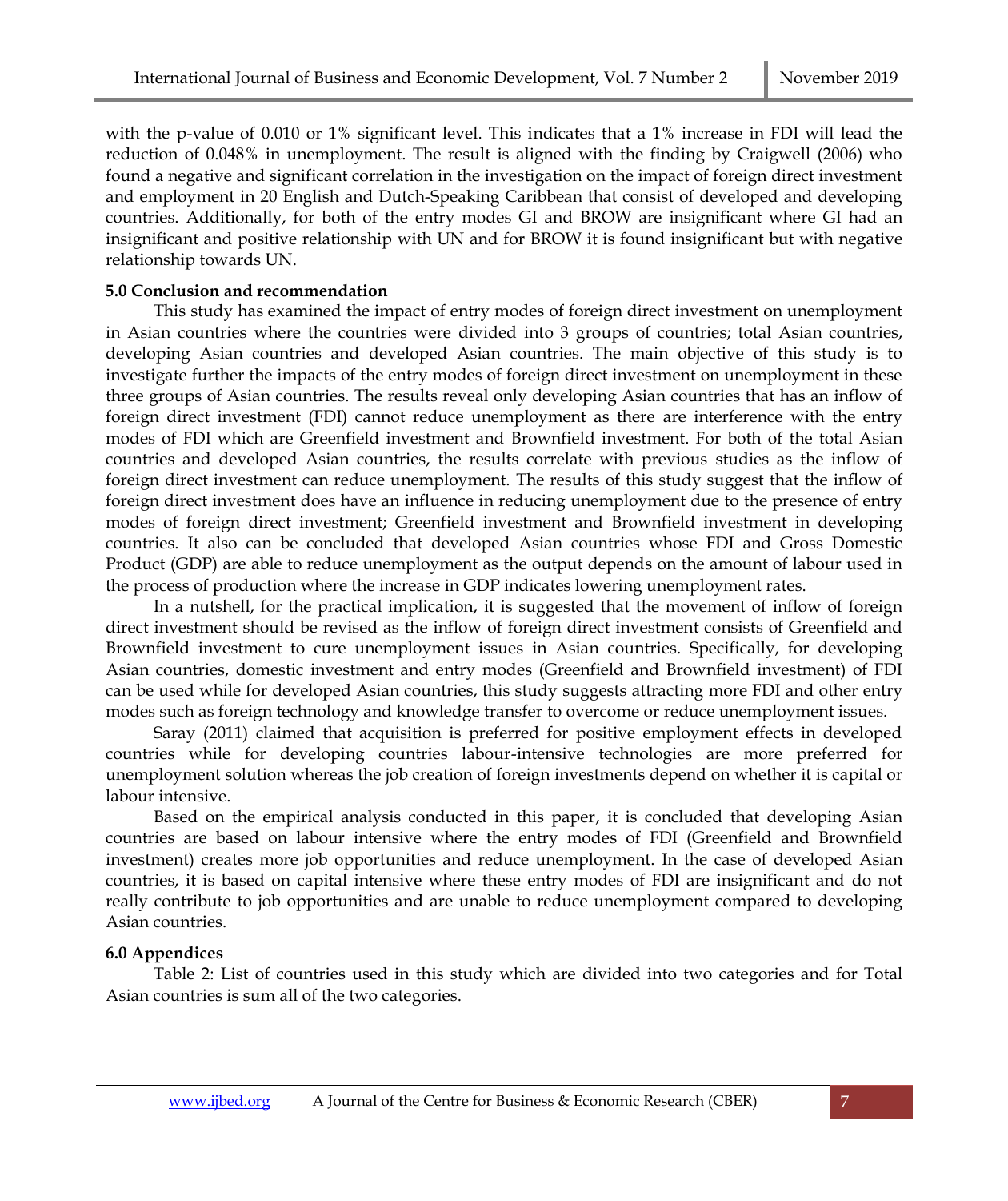with the p-value of 0.010 or 1% significant level. This indicates that a 1% increase in FDI will lead the reduction of 0.048% in unemployment. The result is aligned with the finding by Craigwell (2006) who found a negative and significant correlation in the investigation on the impact of foreign direct investment and employment in 20 English and Dutch-Speaking Caribbean that consist of developed and developing countries. Additionally, for both of the entry modes GI and BROW are insignificant where GI had an insignificant and positive relationship with UN and for BROW it is found insignificant but with negative relationship towards UN.

## 5.0 Conclusion and recommendation

This study has examined the impact of entry modes of foreign direct investment on unemployment in Asian countries where the countries were divided into 3 groups of countries; total Asian countries, developing Asian countries and developed Asian countries. The main objective of this study is to investigate further the impacts of the entry modes of foreign direct investment on unemployment in these three groups of Asian countries. The results reveal only developing Asian countries that has an inflow of foreign direct investment (FDI) cannot reduce unemployment as there are interference with the entry modes of FDI which are Greenfield investment and Brownfield investment. For both of the total Asian countries and developed Asian countries, the results correlate with previous studies as the inflow of foreign direct investment can reduce unemployment. The results of this study suggest that the inflow of foreign direct investment does have an influence in reducing unemployment due to the presence of entry modes of foreign direct investment; Greenfield investment and Brownfield investment in developing countries. It also can be concluded that developed Asian countries whose FDI and Gross Domestic Product (GDP) are able to reduce unemployment as the output depends on the amount of labour used in the process of production where the increase in GDP indicates lowering unemployment rates.

In a nutshell, for the practical implication, it is suggested that the movement of inflow of foreign direct investment should be revised as the inflow of foreign direct investment consists of Greenfield and Brownfield investment to cure unemployment issues in Asian countries. Specifically, for developing Asian countries, domestic investment and entry modes (Greenfield and Brownfield investment) of FDI can be used while for developed Asian countries, this study suggests attracting more FDI and other entry modes such as foreign technology and knowledge transfer to overcome or reduce unemployment issues.

Saray (2011) claimed that acquisition is preferred for positive employment effects in developed countries while for developing countries labour-intensive technologies are more preferred for unemployment solution whereas the job creation of foreign investments depend on whether it is capital or labour intensive.

Based on the empirical analysis conducted in this paper, it is concluded that developing Asian countries are based on labour intensive where the entry modes of FDI (Greenfield and Brownfield investment) creates more job opportunities and reduce unemployment. In the case of developed Asian countries, it is based on capital intensive where these entry modes of FDI are insignificant and do not really contribute to job opportunities and are unable to reduce unemployment compared to developing Asian countries.

## 6.0 Appendices

Table 2: List of countries used in this study which are divided into two categories and for Total Asian countries is sum all of the two categories.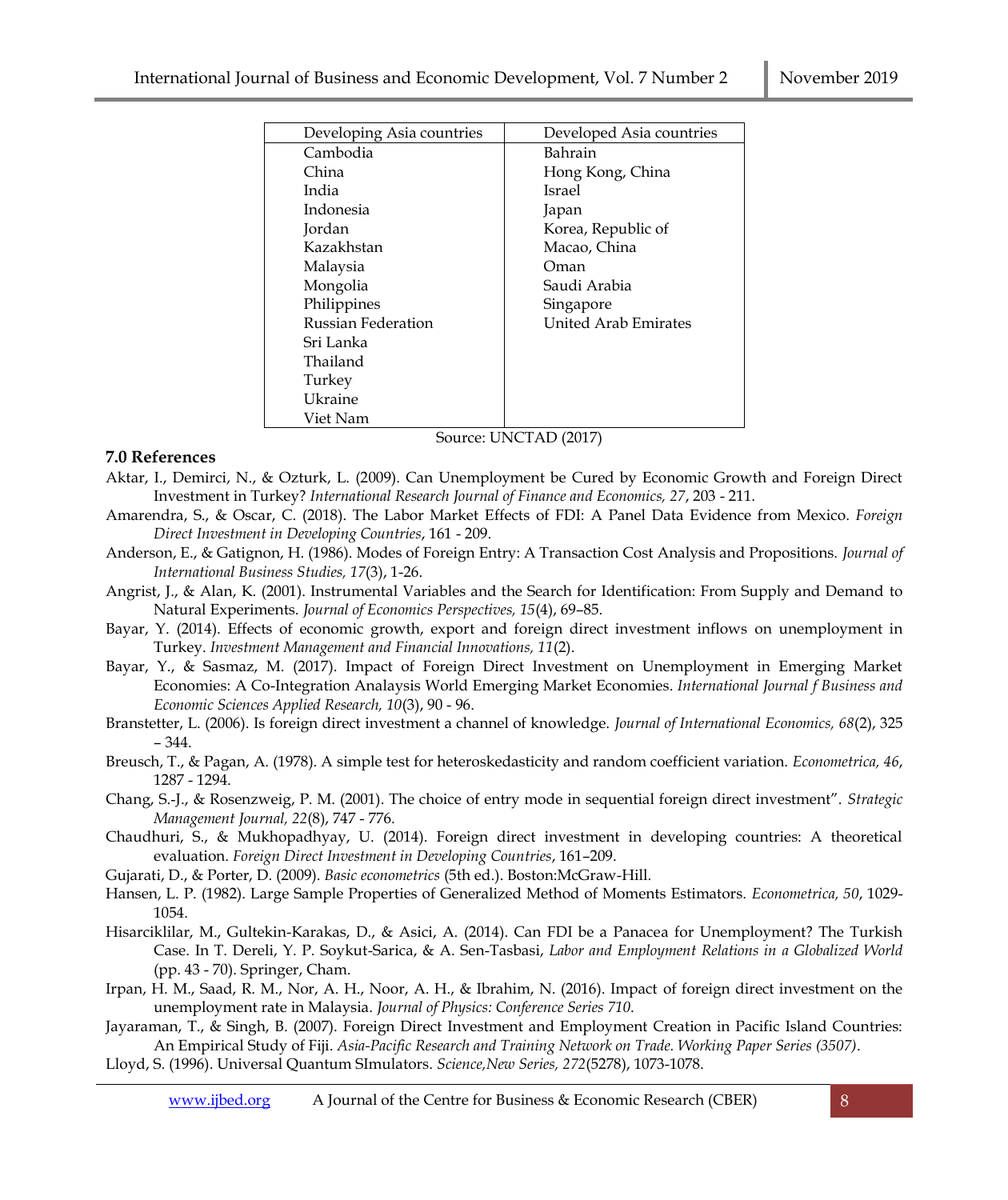| Developing Asia countries | Developed Asia countries |
|---|---|
| Cambodia | Bahrain |
| China | Hong Kong, China |
| India | Israel |
| Indonesia | Japan |
| Jordan | Korea, Republic of |
| Kazakhstan | Macao, China |
| Malaysia | Oman |
| Mongolia | Saudi Arabia |
| Philippines | Singapore |
| Russian Federation | United Arab Emirates |
| Sri Lanka | |
| Thailand | |
| Turkey | |
| Ukraine | |
| Viet Nam | |

Source: UNCTAD (2017)

## 7.0 References

Aktar, I., Demirci, N., & Ozturk, L. (2009). Can Unemployment be Cured by Economic Growth and Foreign Direct Investment in Turkey? *International Research Journal of Finance and Economics, 27*, 203 - 211.

Amarendra, S., & Oscar, C. (2018). The Labor Market Effects of FDI: A Panel Data Evidence from Mexico. *Foreign Direct Investment in Developing Countries*, 161 - 209.

Anderson, E., & Gatignon, H. (1986). Modes of Foreign Entry: A Transaction Cost Analysis and Propositions. *Journal of International Business Studies, 17*(3), 1-26.

Angrist, J., & Alan, K. (2001). Instrumental Variables and the Search for Identification: From Supply and Demand to Natural Experiments. *Journal of Economics Perspectives, 15*(4), 69–85.

Bayar, Y. (2014). Effects of economic growth, export and foreign direct investment inflows on unemployment in Turkey. *Investment Management and Financial Innovations, 11*(2).

Bayar, Y., & Sasmaz, M. (2017). Impact of Foreign Direct Investment on Unemployment in Emerging Market Economies: A Co-Integration Analaysis World Emerging Market Economies. *International Journal f Business and Economic Sciences Applied Research, 10*(3), 90 - 96.

Branstetter, L. (2006). Is foreign direct investment a channel of knowledge. *Journal of International Economics, 68*(2), 325 – 344.

Breusch, T., & Pagan, A. (1978). A simple test for heteroskedasticity and random coefficient variation. *Econometrica, 46*, 1287 - 1294.

Chang, S.-J., & Rosenzweig, P. M. (2001). The choice of entry mode in sequential foreign direct investment". *Strategic Management Journal, 22*(8), 747 - 776.

Chaudhuri, S., & Mukhopadhyay, U. (2014). Foreign direct investment in developing countries: A theoretical evaluation. *Foreign Direct Investment in Developing Countries*, 161–209.

Gujarati, D., & Porter, D. (2009). *Basic econometrics* (5th ed.). Boston:McGraw-Hill.

Hansen, L. P. (1982). Large Sample Properties of Generalized Method of Moments Estimators. *Econometrica, 50*, 1029-1054.

Hisarciklilar, M., Gultekin-Karakas, D., & Asici, A. (2014). Can FDI be a Panacea for Unemployment? The Turkish Case. In T. Dereli, Y. P. Soykut-Sarica, & A. Sen-Tasbasi, *Labor and Employment Relations in a Globalized World* (pp. 43 - 70). Springer, Cham.

Irpan, H. M., Saad, R. M., Nor, A. H., Noor, A. H., & Ibrahim, N. (2016). Impact of foreign direct investment on the unemployment rate in Malaysia. *Journal of Physics: Conference Series 710*.

Jayaraman, T., & Singh, B. (2007). Foreign Direct Investment and Employment Creation in Pacific Island Countries: An Empirical Study of Fiji. *Asia-Pacific Research and Training Network on Trade. Working Paper Series (3507)*.

Lloyd, S. (1996). Universal Quantum SImulators. *Science,New Series, 272*(5278), 1073-1078.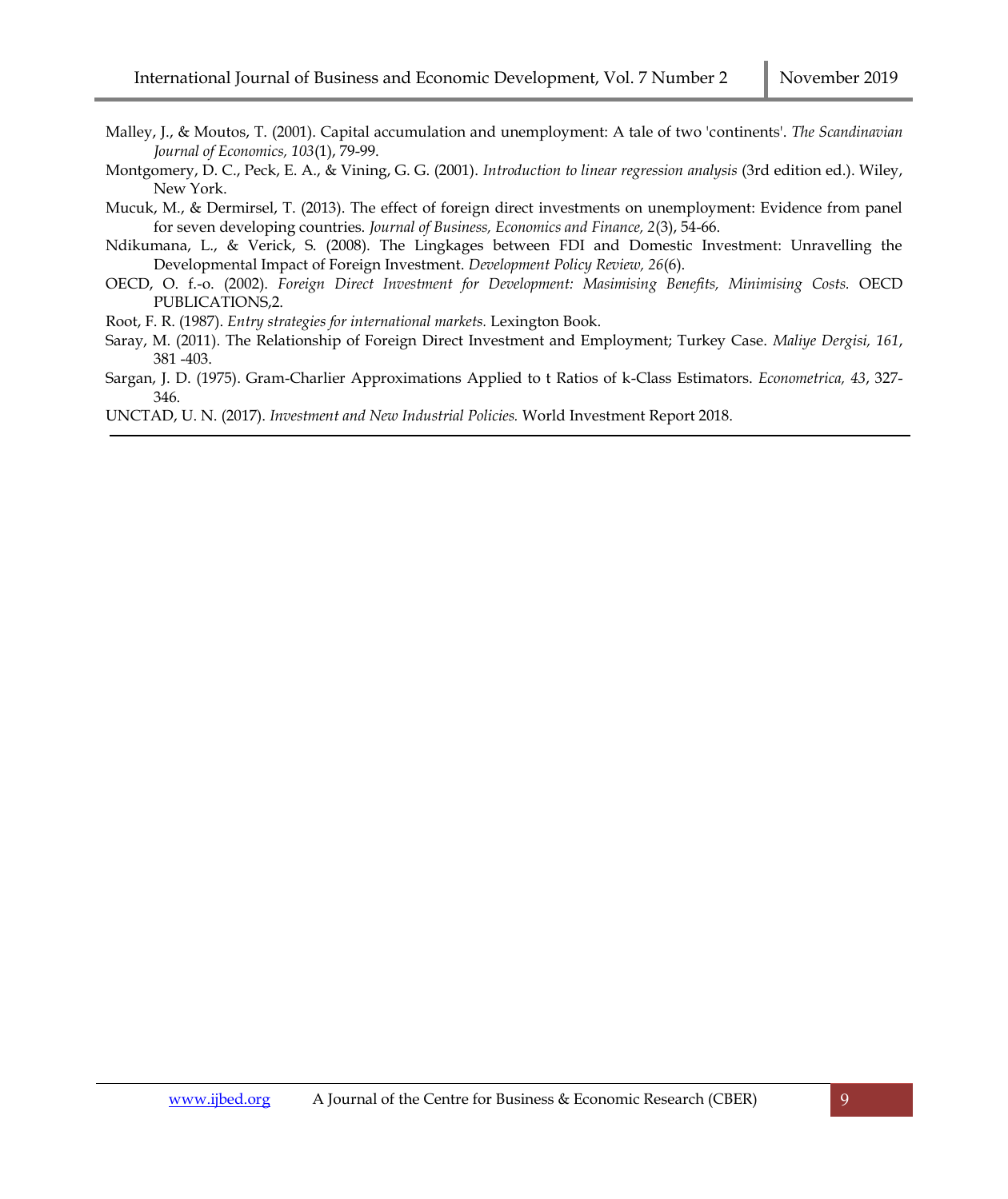Malley, J., & Moutos, T. (2001). Capital accumulation and unemployment: A tale of two 'continents'. *The Scandinavian Journal of Economics, 103*(1), 79-99.

Montgomery, D. C., Peck, E. A., & Vining, G. G. (2001). *Introduction to linear regression analysis* (3rd edition ed.). Wiley, New York.

Mucuk, M., & Dermirsel, T. (2013). The effect of foreign direct investments on unemployment: Evidence from panel for seven developing countries. *Journal of Business, Economics and Finance, 2*(3), 54-66.

Ndikumana, L., & Verick, S. (2008). The Lingkages between FDI and Domestic Investment: Unravelling the Developmental Impact of Foreign Investment. *Development Policy Review, 26*(6).

OECD, O. f.-o. (2002). *Foreign Direct Investment for Development: Masimising Benefits, Minimising Costs.* OECD PUBLICATIONS,2.

Root, F. R. (1987). *Entry strategies for international markets.* Lexington Book.

Saray, M. (2011). The Relationship of Foreign Direct Investment and Employment; Turkey Case. *Maliye Dergisi, 161*, 381 -403.

Sargan, J. D. (1975). Gram-Charlier Approximations Applied to t Ratios of k-Class Estimators. *Econometrica, 43*, 327-346.

UNCTAD, U. N. (2017). *Investment and New Industrial Policies.* World Investment Report 2018.